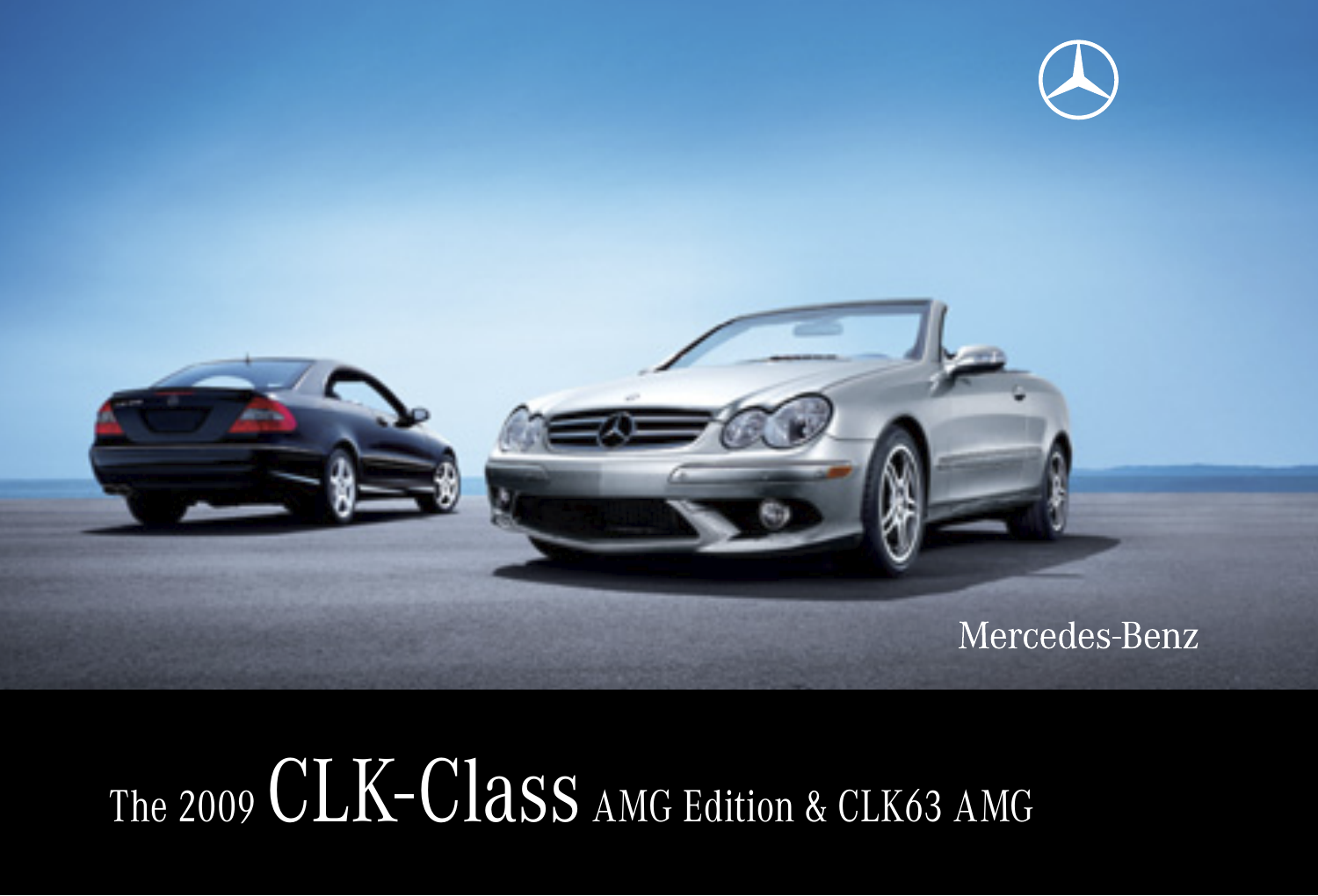Mercedes-Benz

# The 2009 CLK-Class AMG Edition & CLK63 AMG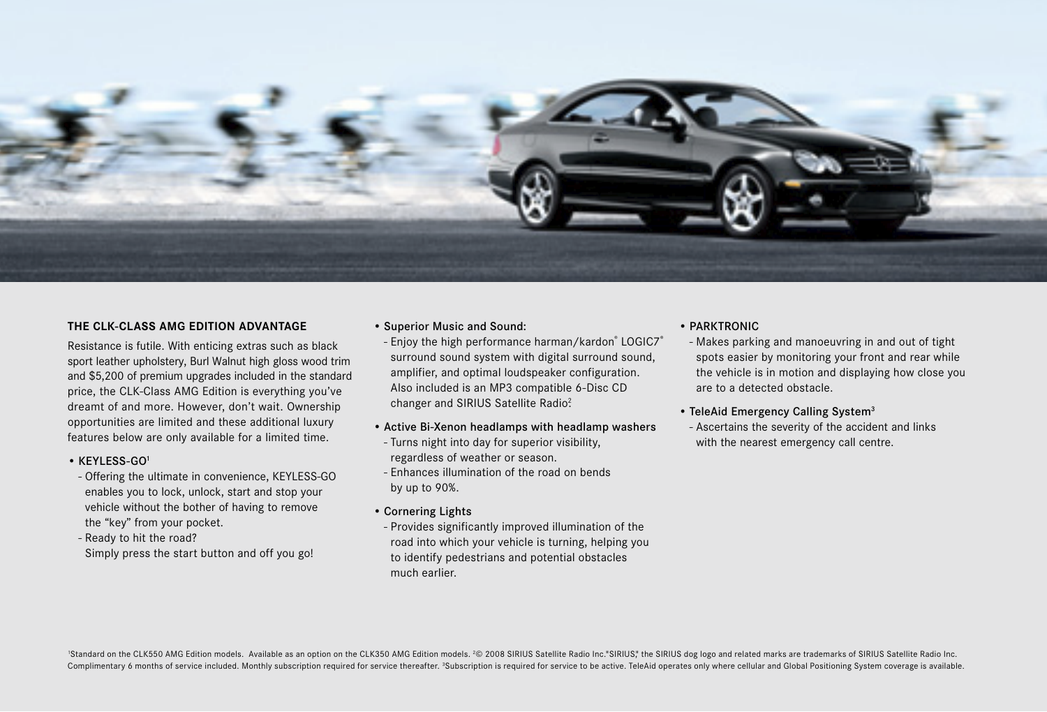## THE CLK-CLASS AMG EDITION ADVANTAGE

Resistance is futile. With enticing extras such as black sport leather upholstery, Burl Walnut high gloss wood trim and $5,200 of premium upgrades included in the standard price, the CLK-Class AMG Edition is everything you've dreamt of and more. However, don't wait. Ownership opportunities are limited and these additional luxury features below are only available for a limited time.

- **KEYLESS-GO**[1]
  - Offering the ultimate in convenience, KEYLESS-GO enables you to lock, unlock, start and stop your vehicle without the bother of having to remove the "key" from your pocket.
  - Ready to hit the road? Simply press the start button and off you go!
- **Superior Music and Sound:**
  - Enjoy the high performance harman/kardon® LOGIC7® surround sound system with digital surround sound, amplifier, and optimal loudspeaker configuration. Also included is an MP3 compatible 6-Disc CD changer and SIRIUS Satellite Radio.[2]
- **Active Bi-Xenon headlamps with headlamp washers**
  - Turns night into day for superior visibility, regardless of weather or season.
  - Enhances illumination of the road on bends by up to 90%.
- **Cornering Lights**
  - Provides significantly improved illumination of the road into which your vehicle is turning, helping you to identify pedestrians and potential obstacles much earlier.
- **PARKTRONIC**
  - Makes parking and manoeuvring in and out of tight spots easier by monitoring your front and rear while the vehicle is in motion and displaying how close you are to a detected obstacle.
- **TeleAid Emergency Calling System**[3]
  - Ascertains the severity of the accident and links with the nearest emergency call centre.

[1]Standard on the CLK550 AMG Edition models. Available as an option on the CLK350 AMG Edition models. [2]© 2008 SIRIUS Satellite Radio Inc."SIRIUS," the SIRIUS dog logo and related marks are trademarks of SIRIUS Satellite Radio Inc. Complimentary 6 months of service included. Monthly subscription required for service thereafter. [3]Subscription is required for service to be active. TeleAid operates only where cellular and Global Positioning System coverage is available.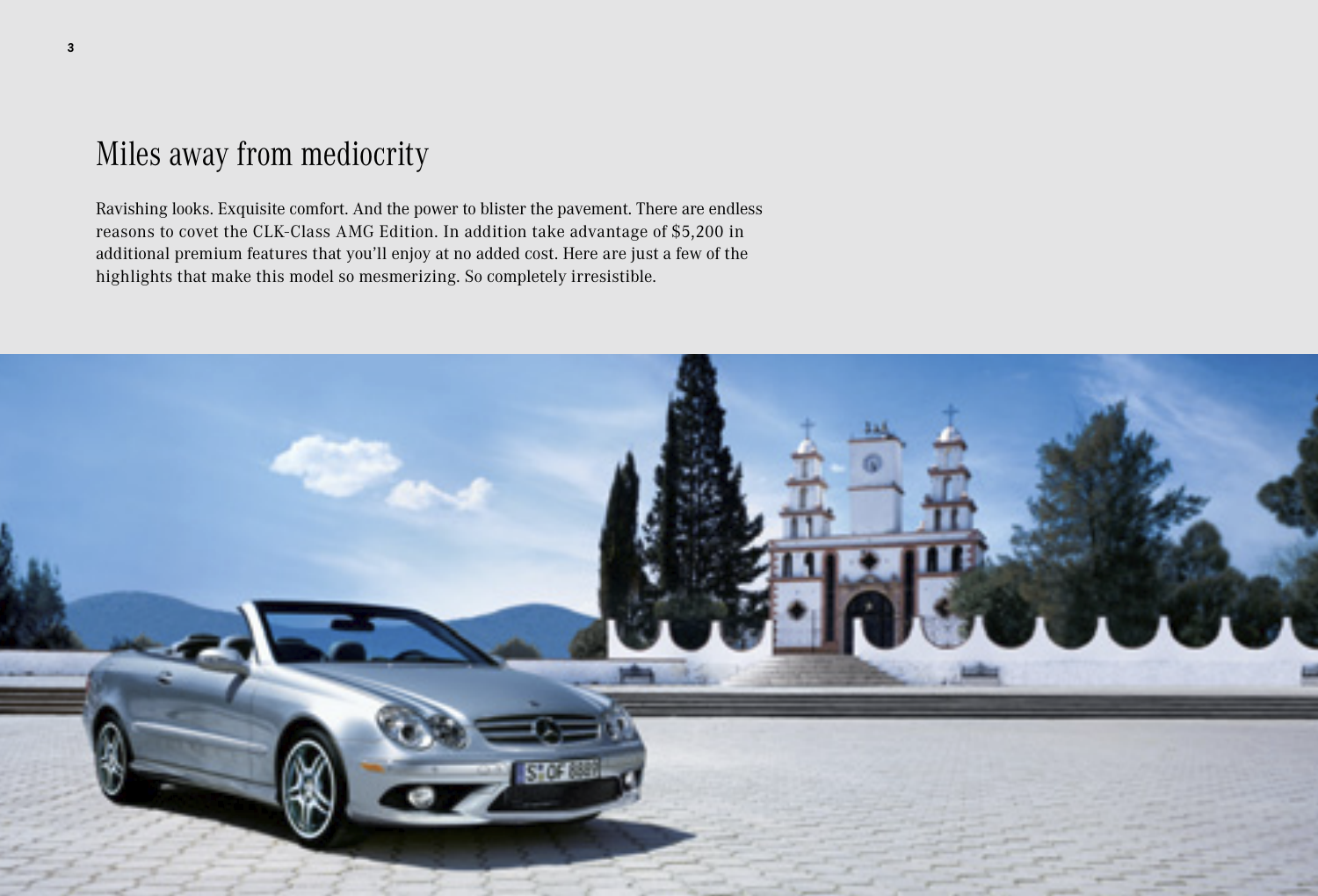# Miles away from mediocrity

Ravishing looks. Exquisite comfort. And the power to blister the pavement. There are endless reasons to covet the CLK-Class AMG Edition. In addition take advantage of $5,200 in additional premium features that you'll enjoy at no added cost. Here are just a few of the highlights that make this model so mesmerizing. So completely irresistible.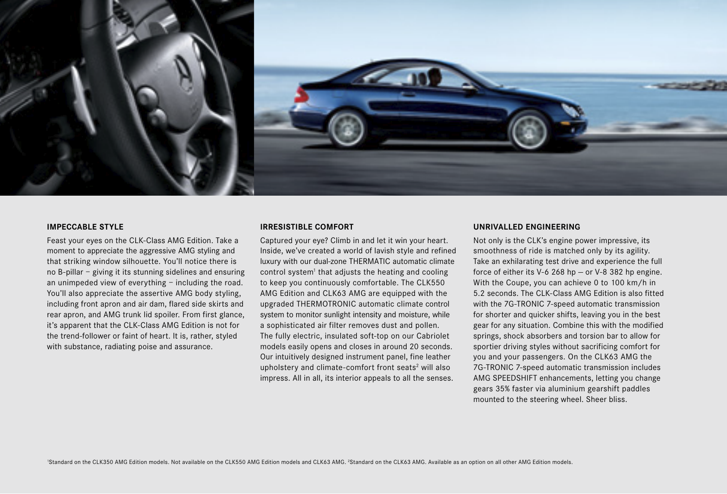## IMPECCABLE STYLE

Feast your eyes on the CLK-Class AMG Edition. Take a moment to appreciate the aggressive AMG styling and that striking window silhouette. You'll notice there is no B-pillar – giving it its stunning sidelines and ensuring an unimpeded view of everything – including the road. You'll also appreciate the assertive AMG body styling, including front apron and air dam, flared side skirts and rear apron, and AMG trunk lid spoiler. From first glance, it's apparent that the CLK-Class AMG Edition is not for the trend-follower or faint of heart. It is, rather, styled with substance, radiating poise and assurance.

## IRRESISTIBLE COMFORT

Captured your eye? Climb in and let it win your heart. Inside, we've created a world of lavish style and refined luxury with our dual-zone THERMATIC automatic climate control system[1] that adjusts the heating and cooling to keep you continuously comfortable. The CLK550 AMG Edition and CLK63 AMG are equipped with the upgraded THERMOTRONIC automatic climate control system to monitor sunlight intensity and moisture, while a sophisticated air filter removes dust and pollen. The fully electric, insulated soft-top on our Cabriolet models easily opens and closes in around 20 seconds. Our intuitively designed instrument panel, fine leather upholstery and climate-comfort front seats[2] will also impress. All in all, its interior appeals to all the senses.

## UNRIVALLED ENGINEERING

Not only is the CLK's engine power impressive, its smoothness of ride is matched only by its agility. Take an exhilarating test drive and experience the full force of either its V-6 268 hp – or V-8 382 hp engine. With the Coupe, you can achieve 0 to 100 km/h in 5.2 seconds. The CLK-Class AMG Edition is also fitted with the 7G-TRONIC 7-speed automatic transmission for shorter and quicker shifts, leaving you in the best gear for any situation. Combine this with the modified springs, shock absorbers and torsion bar to allow for sportier driving styles without sacrificing comfort for you and your passengers. On the CLK63 AMG the 7G-TRONIC 7-speed automatic transmission includes AMG SPEEDSHIFT enhancements, letting you change gears 35% faster via aluminium gearshift paddles mounted to the steering wheel. Sheer bliss.

[1]Standard on the CLK350 AMG Edition models. Not available on the CLK550 AMG Edition models and CLK63 AMG. [2]Standard on the CLK63 AMG. Available as an option on all other AMG Edition models.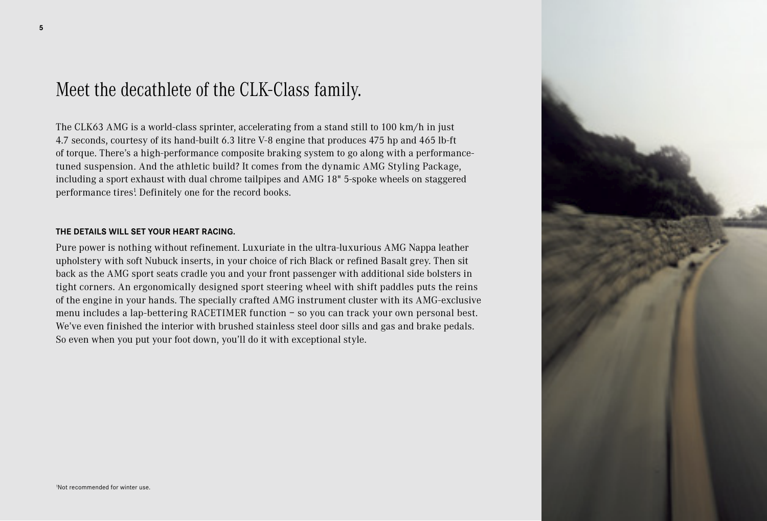# Meet the decathlete of the CLK-Class family.

The CLK63 AMG is a world-class sprinter, accelerating from a stand still to 100 km/h in just 4.7 seconds, courtesy of its hand-built 6.3 litre V-8 engine that produces 475 hp and 465 lb-ft of torque. There's a high-performance composite braking system to go along with a performance-tuned suspension. And the athletic build? It comes from the dynamic AMG Styling Package, including a sport exhaust with dual chrome tailpipes and AMG 18" 5-spoke wheels on staggered performance tires[1]. Definitely one for the record books.

**THE DETAILS WILL SET YOUR HEART RACING.**

Pure power is nothing without refinement. Luxuriate in the ultra-luxurious AMG Nappa leather upholstery with soft Nubuck inserts, in your choice of rich Black or refined Basalt grey. Then sit back as the AMG sport seats cradle you and your front passenger with additional side bolsters in tight corners. An ergonomically designed sport steering wheel with shift paddles puts the reins of the engine in your hands. The specially crafted AMG instrument cluster with its AMG-exclusive menu includes a lap-bettering RACETIMER function – so you can track your own personal best. We've even finished the interior with brushed stainless steel door sills and gas and brake pedals. So even when you put your foot down, you'll do it with exceptional style.

[1]Not recommended for winter use.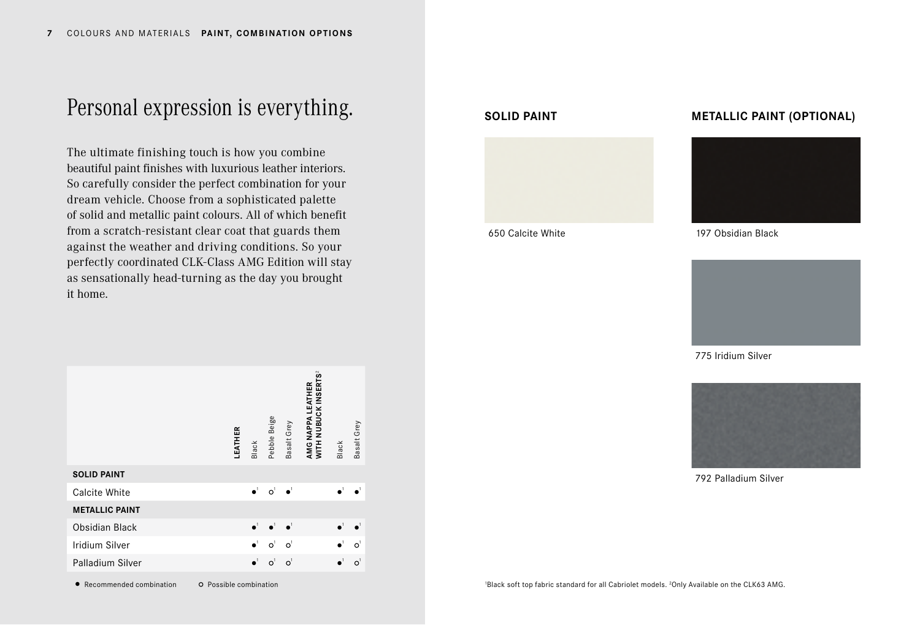# Personal expression is everything.

The ultimate finishing touch is how you combine beautiful paint finishes with luxurious leather interiors. So carefully consider the perfect combination for your dream vehicle. Choose from a sophisticated palette of solid and metallic paint colours. All of which benefit from a scratch-resistant clear coat that guards them against the weather and driving conditions. So your perfectly coordinated CLK-Class AMG Edition will stay as sensationally head-turning as the day you brought it home.

| | **LEATHER** | | | **AMG NAPPA LEATHER WITH NUBUCK INSERTS**[2] | |
|---|---|---|---|---|---|
| | Black | Pebble Beige | Basalt Grey | Black | Basalt Grey |
| **SOLID PAINT** | | | | | |
| Calcite White | ●[1] | ○[1] | ●[1] | ●[1] | ●[1] |
| **METALLIC PAINT** | | | | | |
| Obsidian Black | ●[1] | ●[1] | ●[1] | ●[1] | ●[1] |
| Iridium Silver | ●[1] | ○[1] | ○[1] | ●[1] | ○[1] |
| Palladium Silver | ●[1] | ○[1] | ○[1] | ●[1] | ○[1] |

● Recommended combination ○ Possible combination

## SOLID PAINT

650 Calcite White

## METALLIC PAINT (OPTIONAL)

197 Obsidian Black

775 Iridium Silver

792 Palladium Silver

[1]Black soft top fabric standard for all Cabriolet models. [2]Only Available on the CLK63 AMG.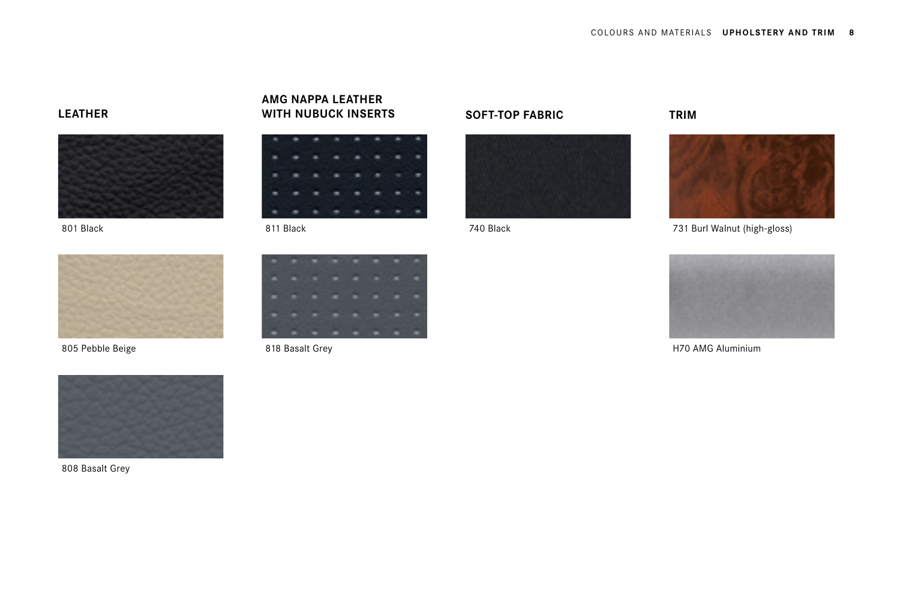## LEATHER

801 Black

805 Pebble Beige

808 Basalt Grey

## AMG NAPPA LEATHER WITH NUBUCK INSERTS

811 Black

818 Basalt Grey

## SOFT-TOP FABRIC

740 Black

## TRIM

731 Burl Walnut (high-gloss)

H70 AMG Aluminium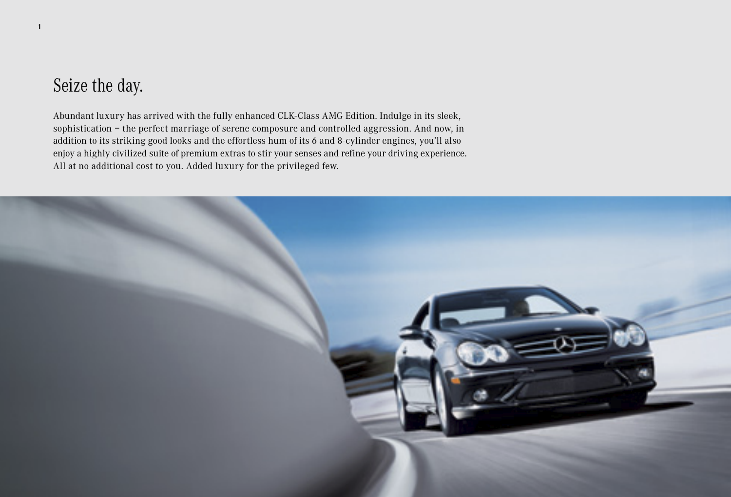# Seize the day.

Abundant luxury has arrived with the fully enhanced CLK-Class AMG Edition. Indulge in its sleek, sophistication – the perfect marriage of serene composure and controlled aggression. And now, in addition to its striking good looks and the effortless hum of its 6 and 8-cylinder engines, you'll also enjoy a highly civilized suite of premium extras to stir your senses and refine your driving experience. All at no additional cost to you. Added luxury for the privileged few.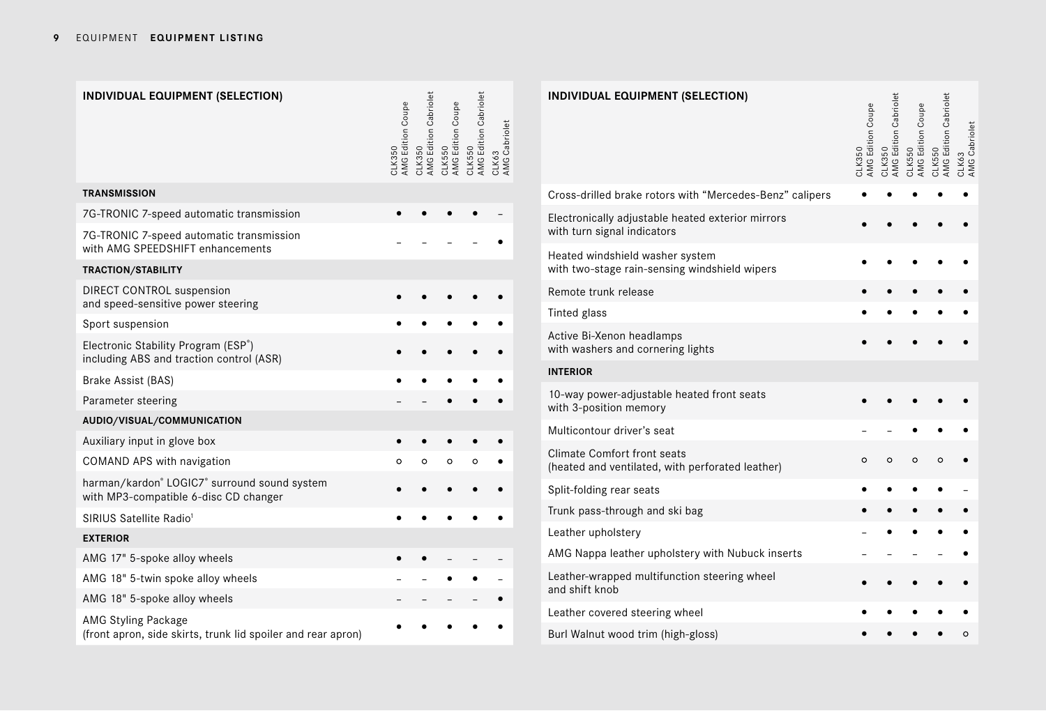## EQUIPMENT LISTING

| INDIVIDUAL EQUIPMENT (SELECTION) | CLK350 AMG Edition Coupe | CLK350 AMG Edition Cabriolet | CLK550 AMG Edition Coupe | CLK550 AMG Edition Cabriolet | CLK63 AMG Cabriolet |
|---|---|---|---|---|---|
| **TRANSMISSION** | | | | | |
| 7G-TRONIC 7-speed automatic transmission | ● | ● | ● | ● | – |
| 7G-TRONIC 7-speed automatic transmission with AMG SPEEDSHIFT enhancements | – | – | – | – | ● |
| **TRACTION/STABILITY** | | | | | |
| DIRECT CONTROL suspension and speed-sensitive power steering | ● | ● | ● | ● | ● |
| Sport suspension | ● | ● | ● | ● | ● |
| Electronic Stability Program (ESP®) including ABS and traction control (ASR) | ● | ● | ● | ● | ● |
| Brake Assist (BAS) | ● | ● | ● | ● | ● |
| Parameter steering | – | – | ● | ● | ● |
| **AUDIO/VISUAL/COMMUNICATION** | | | | | |
| Auxiliary input in glove box | ● | ● | ● | ● | ● |
| COMAND APS with navigation | ○ | ○ | ○ | ○ | ● |
| harman/kardon® LOGIC7® surround sound system with MP3-compatible 6-disc CD changer | ● | ● | ● | ● | ● |
| SIRIUS Satellite Radio[1] | ● | ● | ● | ● | ● |
| **EXTERIOR** | | | | | |
| AMG 17" 5-spoke alloy wheels | ● | ● | – | – | – |
| AMG 18" 5-twin spoke alloy wheels | – | – | ● | ● | – |
| AMG 18" 5-spoke alloy wheels | – | – | – | – | ● |
| AMG Styling Package (front apron, side skirts, trunk lid spoiler and rear apron) | ● | ● | ● | ● | ● |
| Cross-drilled brake rotors with "Mercedes-Benz" calipers | ● | ● | ● | ● | ● |
| Electronically adjustable heated exterior mirrors with turn signal indicators | ● | ● | ● | ● | ● |
| Heated windshield washer system with two-stage rain-sensing windshield wipers | ● | ● | ● | ● | ● |
| Remote trunk release | ● | ● | ● | ● | ● |
| Tinted glass | ● | ● | ● | ● | ● |
| Active Bi-Xenon headlamps with washers and cornering lights | ● | ● | ● | ● | ● |
| **INTERIOR** | | | | | |
| 10-way power-adjustable heated front seats with 3-position memory | ● | ● | ● | ● | ● |
| Multicontour driver's seat | – | – | ● | ● | ● |
| Climate Comfort front seats (heated and ventilated, with perforated leather) | ○ | ○ | ○ | ○ | ● |
| Split-folding rear seats | ● | ● | ● | ● | – |
| Trunk pass-through and ski bag | ● | ● | ● | ● | ● |
| Leather upholstery | – | ● | ● | ● | ● |
| AMG Nappa leather upholstery with Nubuck inserts | – | – | – | – | ● |
| Leather-wrapped multifunction steering wheel and shift knob | ● | ● | ● | ● | ● |
| Leather covered steering wheel | ● | ● | ● | ● | ● |
| Burl Walnut wood trim (high-gloss) | ● | ● | ● | ● | ○ |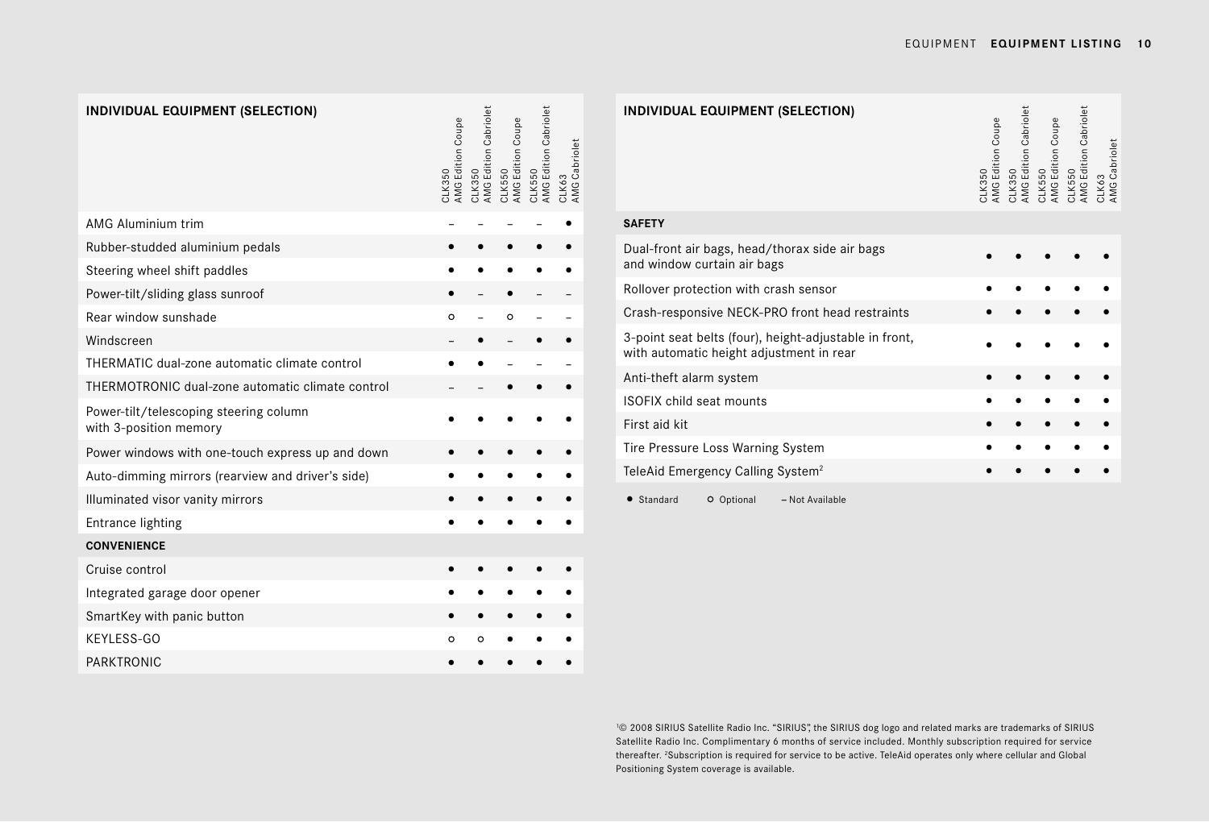| INDIVIDUAL EQUIPMENT (SELECTION) | CLK350 AMG Edition Coupe | CLK350 AMG Edition Cabriolet | CLK550 AMG Edition Coupe | CLK550 AMG Edition Cabriolet | CLK63 AMG Cabriolet |
|---|---|---|---|---|---|
| AMG Aluminium trim | – | – | – | – | ● |
| Rubber-studded aluminium pedals | ● | ● | ● | ● | ● |
| Steering wheel shift paddles | ● | ● | ● | ● | ● |
| Power-tilt/sliding glass sunroof | ● | – | ● | – | – |
| Rear window sunshade | ○ | – | ○ | – | – |
| Windscreen | – | ● | – | ● | ● |
| THERMATIC dual-zone automatic climate control | ● | ● | – | – | – |
| THERMOTRONIC dual-zone automatic climate control | – | – | ● | ● | ● |
| Power-tilt/telescoping steering column with 3-position memory | ● | ● | ● | ● | ● |
| Power windows with one-touch express up and down | ● | ● | ● | ● | ● |
| Auto-dimming mirrors (rearview and driver's side) | ● | ● | ● | ● | ● |
| Illuminated visor vanity mirrors | ● | ● | ● | ● | ● |
| Entrance lighting | ● | ● | ● | ● | ● |
| **CONVENIENCE** | | | | | |
| Cruise control | ● | ● | ● | ● | ● |
| Integrated garage door opener | ● | ● | ● | ● | ● |
| SmartKey with panic button | ● | ● | ● | ● | ● |
| KEYLESS-GO | ○ | ○ | ● | ● | ● |
| PARKTRONIC | ● | ● | ● | ● | ● |

| INDIVIDUAL EQUIPMENT (SELECTION) | CLK350 AMG Edition Coupe | CLK350 AMG Edition Cabriolet | CLK550 AMG Edition Coupe | CLK550 AMG Edition Cabriolet | CLK63 AMG Cabriolet |
|---|---|---|---|---|---|
| **SAFETY** | | | | | |
| Dual-front air bags, head/thorax side air bags and window curtain air bags | ● | ● | ● | ● | ● |
| Rollover protection with crash sensor | ● | ● | ● | ● | ● |
| Crash-responsive NECK-PRO front head restraints | ● | ● | ● | ● | ● |
| 3-point seat belts (four), height-adjustable in front, with automatic height adjustment in rear | ● | ● | ● | ● | ● |
| Anti-theft alarm system | ● | ● | ● | ● | ● |
| ISOFIX child seat mounts | ● | ● | ● | ● | ● |
| First aid kit | ● | ● | ● | ● | ● |
| Tire Pressure Loss Warning System | ● | ● | ● | ● | ● |
| TeleAid Emergency Calling System[2] | ● | ● | ● | ● | ● |

● Standard ○ Optional – Not Available

[1]© 2008 SIRIUS Satellite Radio Inc. "SIRIUS", the SIRIUS dog logo and related marks are trademarks of SIRIUS Satellite Radio Inc. Complimentary 6 months of service included. Monthly subscription required for service thereafter. [2]Subscription is required for service to be active. TeleAid operates only where cellular and Global Positioning System coverage is available.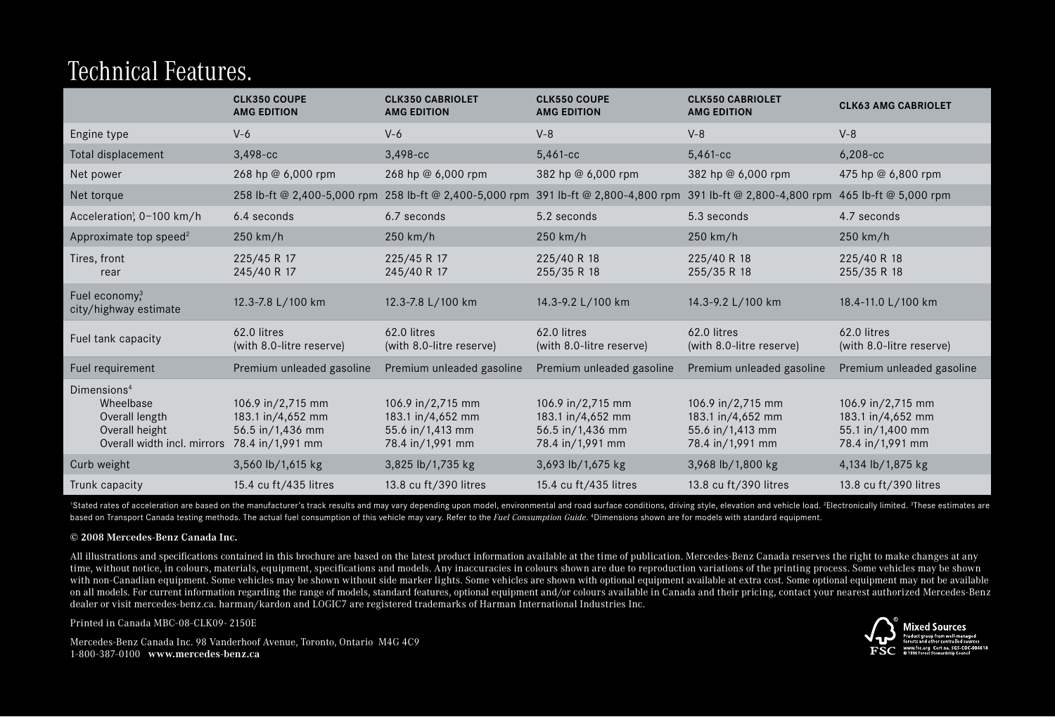# Technical Features.

| | CLK350 COUPE AMG EDITION | CLK350 CABRIOLET AMG EDITION | CLK550 COUPE AMG EDITION | CLK550 CABRIOLET AMG EDITION | CLK63 AMG CABRIOLET |
|---|---|---|---|---|---|
| Engine type | V-6 | V-6 | V-8 | V-8 | V-8 |
| Total displacement | 3,498-cc | 3,498-cc | 5,461-cc | 5,461-cc | 6,208-cc |
| Net power | 268 hp @ 6,000 rpm | 268 hp @ 6,000 rpm | 382 hp @ 6,000 rpm | 382 hp @ 6,000 rpm | 475 hp @ 6,800 rpm |
| Net torque | 258 lb-ft @ 2,400-5,000 rpm | 258 lb-ft @ 2,400-5,000 rpm | 391 lb-ft @ 2,800-4,800 rpm | 391 lb-ft @ 2,800-4,800 rpm | 465 lb-ft @ 5,000 rpm |
| Acceleration[1], 0–100 km/h | 6.4 seconds | 6.7 seconds | 5.2 seconds | 5.3 seconds | 4.7 seconds |
| Approximate top speed[2] | 250 km/h | 250 km/h | 250 km/h | 250 km/h | 250 km/h |
| Tires, front<br>rear | 225/45 R 17<br>245/40 R 17 | 225/45 R 17<br>245/40 R 17 | 225/40 R 18<br>255/35 R 18 | 225/40 R 18<br>255/35 R 18 | 225/40 R 18<br>255/35 R 18 |
| Fuel economy[3], city/highway estimate | 12.3-7.8 L/100 km | 12.3-7.8 L/100 km | 14.3-9.2 L/100 km | 14.3-9.2 L/100 km | 18.4-11.0 L/100 km |
| Fuel tank capacity | 62.0 litres (with 8.0-litre reserve) | 62.0 litres (with 8.0-litre reserve) | 62.0 litres (with 8.0-litre reserve) | 62.0 litres (with 8.0-litre reserve) | 62.0 litres (with 8.0-litre reserve) |
| Fuel requirement | Premium unleaded gasoline | Premium unleaded gasoline | Premium unleaded gasoline | Premium unleaded gasoline | Premium unleaded gasoline |
| Dimensions[4]<br>Wheelbase<br>Overall length<br>Overall height<br>Overall width incl. mirrors | <br>106.9 in/2,715 mm<br>183.1 in/4,652 mm<br>56.5 in/1,436 mm<br>78.4 in/1,991 mm | <br>106.9 in/2,715 mm<br>183.1 in/4,652 mm<br>55.6 in/1,413 mm<br>78.4 in/1,991 mm | <br>106.9 in/2,715 mm<br>183.1 in/4,652 mm<br>56.5 in/1,436 mm<br>78.4 in/1,991 mm | <br>106.9 in/2,715 mm<br>183.1 in/4,652 mm<br>55.6 in/1,413 mm<br>78.4 in/1,991 mm | <br>106.9 in/2,715 mm<br>183.1 in/4,652 mm<br>55.1 in/1,400 mm<br>78.4 in/1,991 mm |
| Curb weight | 3,560 lb/1,615 kg | 3,825 lb/1,735 kg | 3,693 lb/1,675 kg | 3,968 lb/1,800 kg | 4,134 lb/1,875 kg |
| Trunk capacity | 15.4 cu ft/435 litres | 13.8 cu ft/390 litres | 15.4 cu ft/435 litres | 13.8 cu ft/390 litres | 13.8 cu ft/390 litres |

[1]Stated rates of acceleration are based on the manufacturer's track results and may vary depending upon model, environmental and road surface conditions, driving style, elevation and vehicle load. [2]Electronically limited. [3]These estimates are based on Transport Canada testing methods. The actual fuel consumption of this vehicle may vary. Refer to the *Fuel Consumption Guide*. [4]Dimensions shown are for models with standard equipment.

**© 2008 Mercedes-Benz Canada Inc.**

All illustrations and specifications contained in this brochure are based on the latest product information available at the time of publication. Mercedes-Benz Canada reserves the right to make changes at any time, without notice, in colours, materials, equipment, specifications and models. Any inaccuracies in colours shown are due to reproduction variations of the printing process. Some vehicles may be shown with non-Canadian equipment. Some vehicles may be shown without side marker lights. Some vehicles are shown with optional equipment available at extra cost. Some optional equipment may not be available on all models. For current information regarding the range of models, standard features, optional equipment and/or colours available in Canada and their pricing, contact your nearest authorized Mercedes-Benz dealer or visit mercedes-benz.ca. harman/kardon and LOGIC7 are registered trademarks of Harman International Industries Inc.

Printed in Canada MBC-08-CLK09- 2150E

Mercedes-Benz Canada Inc. 98 Vanderhoof Avenue, Toronto, Ontario M4G 4C9
1-800-387-0100 **www.mercedes-benz.ca**

FSC Mixed Sources
Product group from well-managed forests and other controlled sources
www.fsc.org Cert no. SGS-COC-004614
© 1996 Forest Stewardship Council